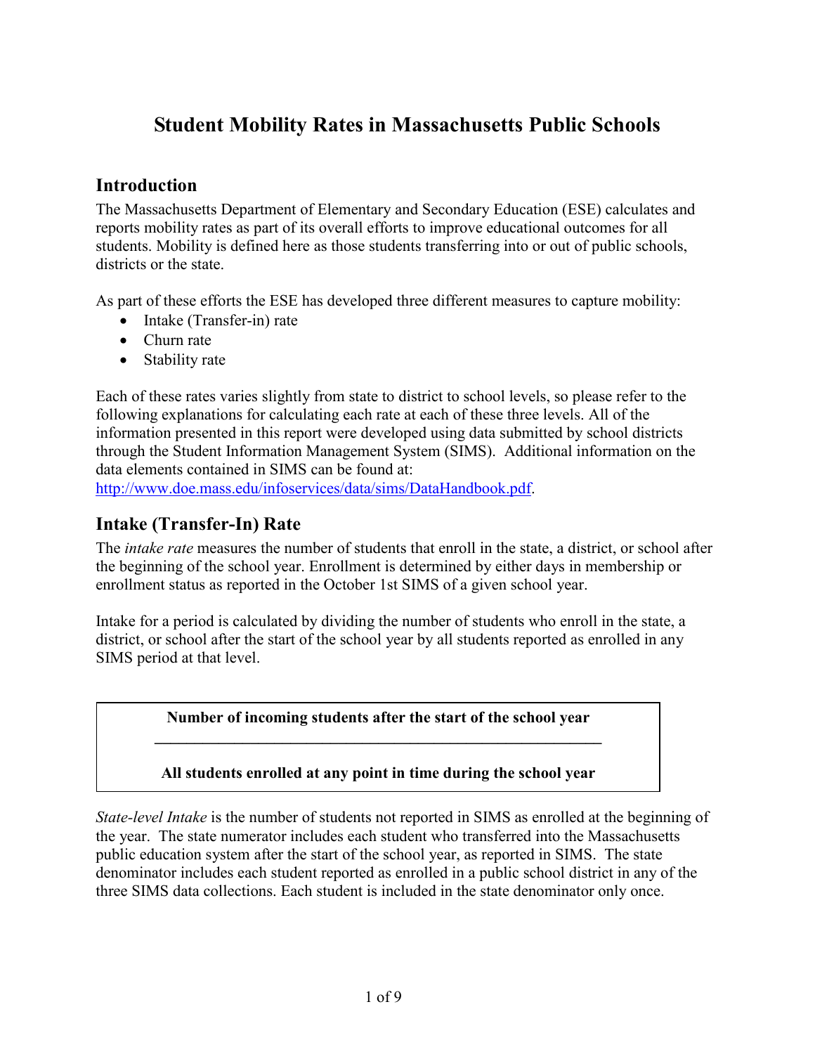# Student Mobility Rates in Massachusetts Public Schools

## Introduction

The Massachusetts Department of Elementary and Secondary Education (ESE) calculates and reports mobility rates as part of its overall efforts to improve educational outcomes for all students. Mobility is defined here as those students transferring into or out of public schools, districts or the state.

As part of these efforts the ESE has developed three different measures to capture mobility:

- Intake (Transfer-in) rate
- Churn rate
- Stability rate

Each of these rates varies slightly from state to district to school levels, so please refer to the following explanations for calculating each rate at each of these three levels. All of the information presented in this report were developed using data submitted by school districts through the Student Information Management System (SIMS). Additional information on the data elements contained in SIMS can be found at: [http://www.doe.mass.edu/infoservices/data/sims/DataHandbook.pdf](http://www.doe.mass.edu/infoservices/data/sims/DataHandbook.pdf).

## Intake (Transfer-In) Rate

The *intake rate* measures the number of students that enroll in the state, a district, or school after the beginning of the school year. Enrollment is determined by either days in membership or enrollment status as reported in the October 1st SIMS of a given school year.

Intake for a period is calculated by dividing the number of students who enroll in the state, a district, or school after the start of the school year by all students reported as enrolled in any SIMS period at that level.

$$\frac{\textbf{Number of incoming students after the start of the school year}}{\textbf{All students enrolled at any point in time during the school year}}$$

*State-level Intake* is the number of students not reported in SIMS as enrolled at the beginning of the year. The state numerator includes each student who transferred into the Massachusetts public education system after the start of the school year, as reported in SIMS. The state denominator includes each student reported as enrolled in a public school district in any of the three SIMS data collections. Each student is included in the state denominator only once.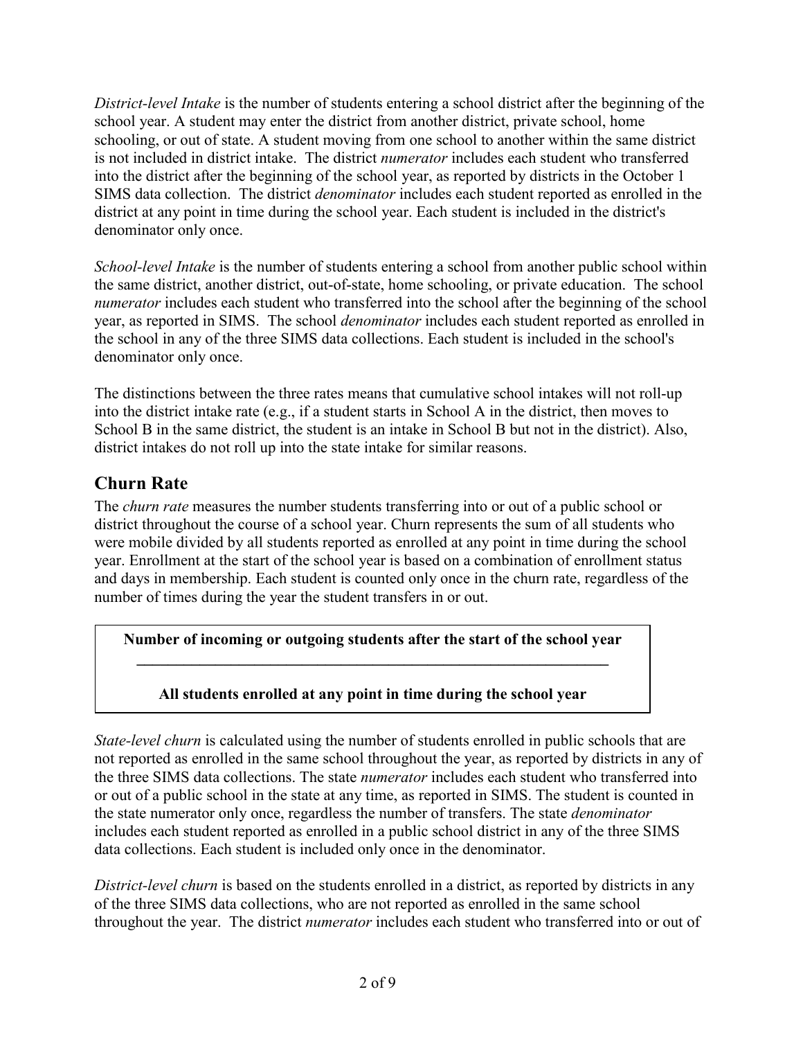*District-level Intake* is the number of students entering a school district after the beginning of the school year. A student may enter the district from another district, private school, home schooling, or out of state. A student moving from one school to another within the same district is not included in district intake. The district *numerator* includes each student who transferred into the district after the beginning of the school year, as reported by districts in the October 1 SIMS data collection. The district *denominator* includes each student reported as enrolled in the district at any point in time during the school year. Each student is included in the district's denominator only once.

*School-level Intake* is the number of students entering a school from another public school within the same district, another district, out-of-state, home schooling, or private education. The school *numerator* includes each student who transferred into the school after the beginning of the school year, as reported in SIMS. The school *denominator* includes each student reported as enrolled in the school in any of the three SIMS data collections. Each student is included in the school's denominator only once.

The distinctions between the three rates means that cumulative school intakes will not roll-up into the district intake rate (e.g., if a student starts in School A in the district, then moves to School B in the same district, the student is an intake in School B but not in the district). Also, district intakes do not roll up into the state intake for similar reasons.

## Churn Rate

The *churn rate* measures the number students transferring into or out of a public school or district throughout the course of a school year. Churn represents the sum of all students who were mobile divided by all students reported as enrolled at any point in time during the school year. Enrollment at the start of the school year is based on a combination of enrollment status and days in membership. Each student is counted only once in the churn rate, regardless of the number of times during the year the student transfers in or out.

$$\frac{\textbf{Number of incoming or outgoing students after the start of the school year}}{\textbf{All students enrolled at any point in time during the school year}}$$

*State-level churn* is calculated using the number of students enrolled in public schools that are not reported as enrolled in the same school throughout the year, as reported by districts in any of the three SIMS data collections. The state *numerator* includes each student who transferred into or out of a public school in the state at any time, as reported in SIMS. The student is counted in the state numerator only once, regardless the number of transfers. The state *denominator* includes each student reported as enrolled in a public school district in any of the three SIMS data collections. Each student is included only once in the denominator.

*District-level churn* is based on the students enrolled in a district, as reported by districts in any of the three SIMS data collections, who are not reported as enrolled in the same school throughout the year. The district *numerator* includes each student who transferred into or out of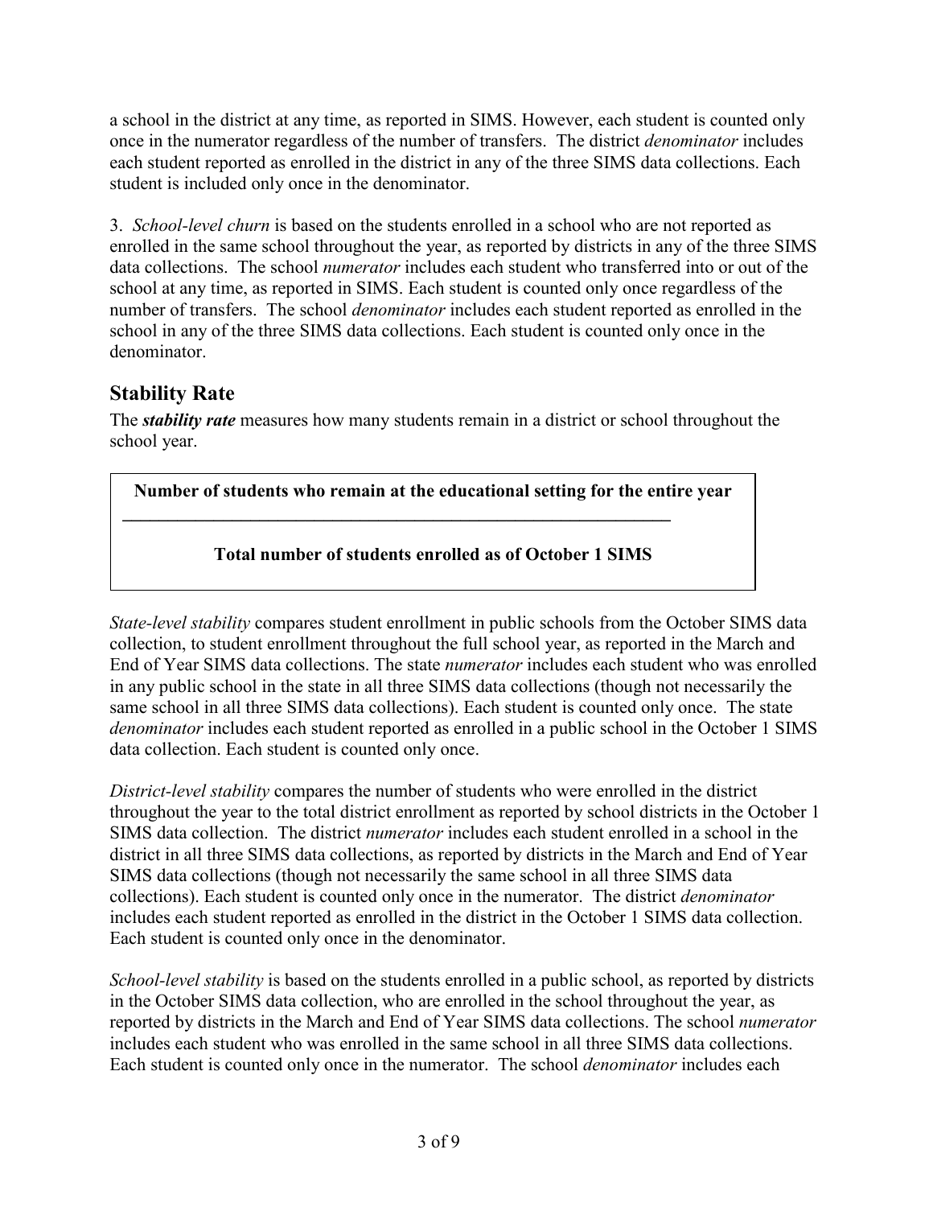a school in the district at any time, as reported in SIMS. However, each student is counted only once in the numerator regardless of the number of transfers. The district *denominator* includes each student reported as enrolled in the district in any of the three SIMS data collections. Each student is included only once in the denominator.

3. *School-level churn* is based on the students enrolled in a school who are not reported as enrolled in the same school throughout the year, as reported by districts in any of the three SIMS data collections. The school *numerator* includes each student who transferred into or out of the school at any time, as reported in SIMS. Each student is counted only once regardless of the number of transfers. The school *denominator* includes each student reported as enrolled in the school in any of the three SIMS data collections. Each student is counted only once in the denominator.

## Stability Rate

The ***stability rate*** measures how many students remain in a district or school throughout the school year.

$$\frac{\textbf{Number of students who remain at the educational setting for the entire year}}{\textbf{Total number of students enrolled as of October 1 SIMS}}$$

*State-level stability* compares student enrollment in public schools from the October SIMS data collection, to student enrollment throughout the full school year, as reported in the March and End of Year SIMS data collections. The state *numerator* includes each student who was enrolled in any public school in the state in all three SIMS data collections (though not necessarily the same school in all three SIMS data collections). Each student is counted only once. The state *denominator* includes each student reported as enrolled in a public school in the October 1 SIMS data collection. Each student is counted only once.

*District-level stability* compares the number of students who were enrolled in the district throughout the year to the total district enrollment as reported by school districts in the October 1 SIMS data collection. The district *numerator* includes each student enrolled in a school in the district in all three SIMS data collections, as reported by districts in the March and End of Year SIMS data collections (though not necessarily the same school in all three SIMS data collections). Each student is counted only once in the numerator. The district *denominator* includes each student reported as enrolled in the district in the October 1 SIMS data collection. Each student is counted only once in the denominator.

*School-level stability* is based on the students enrolled in a public school, as reported by districts in the October SIMS data collection, who are enrolled in the school throughout the year, as reported by districts in the March and End of Year SIMS data collections. The school *numerator* includes each student who was enrolled in the same school in all three SIMS data collections. Each student is counted only once in the numerator. The school *denominator* includes each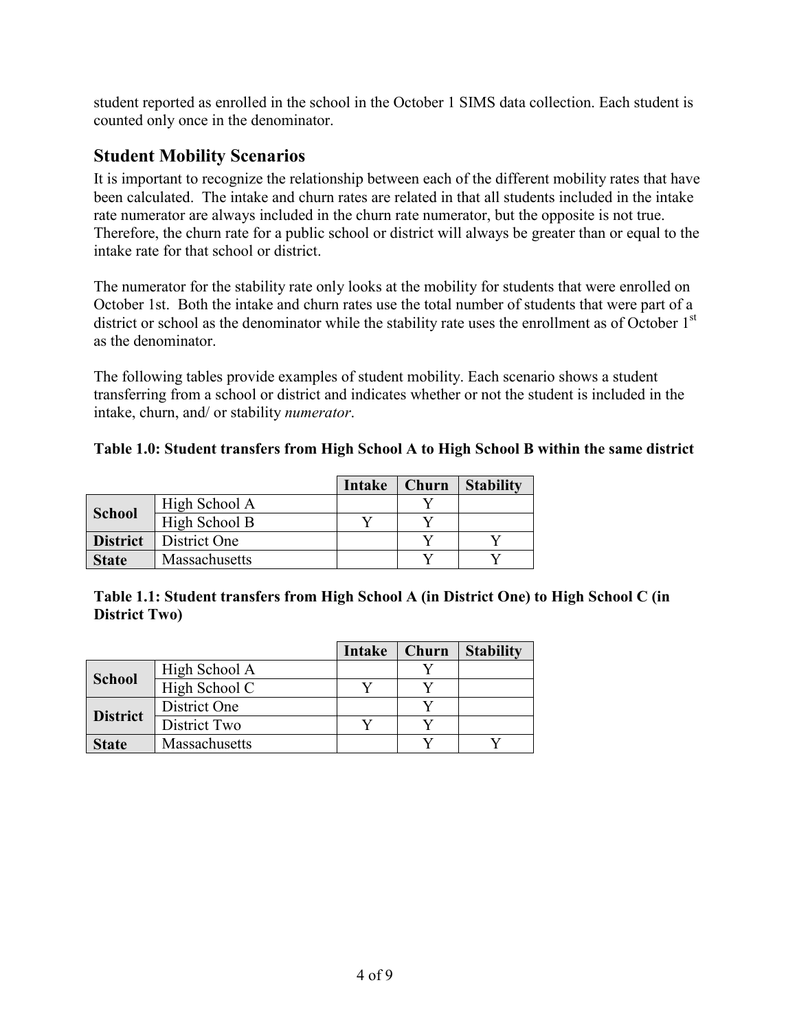student reported as enrolled in the school in the October 1 SIMS data collection. Each student is counted only once in the denominator.

## Student Mobility Scenarios

It is important to recognize the relationship between each of the different mobility rates that have been calculated. The intake and churn rates are related in that all students included in the intake rate numerator are always included in the churn rate numerator, but the opposite is not true. Therefore, the churn rate for a public school or district will always be greater than or equal to the intake rate for that school or district.

The numerator for the stability rate only looks at the mobility for students that were enrolled on October 1st. Both the intake and churn rates use the total number of students that were part of a district or school as the denominator while the stability rate uses the enrollment as of October 1st as the denominator.

The following tables provide examples of student mobility. Each scenario shows a student transferring from a school or district and indicates whether or not the student is included in the intake, churn, and/ or stability *numerator*.

**Table 1.0: Student transfers from High School A to High School B within the same district**

| | | Intake | Churn | Stability |
|---|---|---|---|---|
| **School** | High School A | | Y | |
| | High School B | Y | Y | |
| **District** | District One | | Y | Y |
| **State** | Massachusetts | | Y | Y |

**Table 1.1: Student transfers from High School A (in District One) to High School C (in District Two)**

| | | Intake | Churn | Stability |
|---|---|---|---|---|
| **School** | High School A | | Y | |
| | High School C | Y | Y | |
| **District** | District One | | Y | |
| | District Two | Y | Y | |
| **State** | Massachusetts | | Y | Y |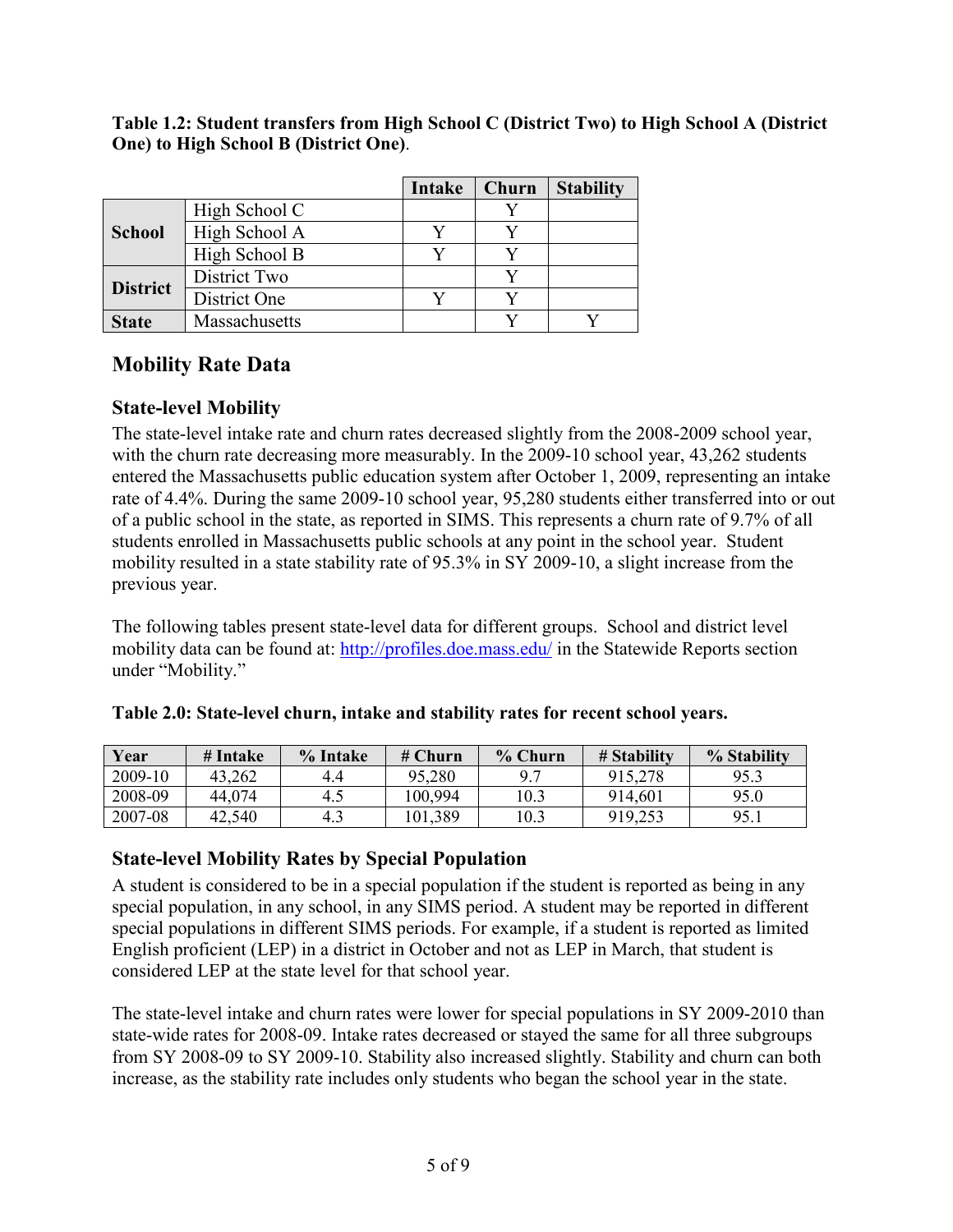**Table 1.2: Student transfers from High School C (District Two) to High School A (District One) to High School B (District One)**.

| | | Intake | Churn | Stability |
|---|---|---|---|---|
| **School** | High School C | | Y | |
| | High School A | Y | Y | |
| | High School B | Y | Y | |
| **District** | District Two | | Y | |
| | District One | Y | Y | |
| **State** | Massachusetts | | Y | Y |

## Mobility Rate Data

### State-level Mobility

The state-level intake rate and churn rates decreased slightly from the 2008-2009 school year, with the churn rate decreasing more measurably. In the 2009-10 school year, 43,262 students entered the Massachusetts public education system after October 1, 2009, representing an intake rate of 4.4%. During the same 2009-10 school year, 95,280 students either transferred into or out of a public school in the state, as reported in SIMS. This represents a churn rate of 9.7% of all students enrolled in Massachusetts public schools at any point in the school year. Student mobility resulted in a state stability rate of 95.3% in SY 2009-10, a slight increase from the previous year.

The following tables present state-level data for different groups. School and district level mobility data can be found at: http://profiles.doe.mass.edu/ in the Statewide Reports section under "Mobility."

**Table 2.0: State-level churn, intake and stability rates for recent school years.**

| Year | # Intake | % Intake | # Churn | % Churn | # Stability | % Stability |
|---|---|---|---|---|---|---|
| 2009-10 | 43,262 | 4.4 | 95,280 | 9.7 | 915,278 | 95.3 |
| 2008-09 | 44,074 | 4.5 | 100,994 | 10.3 | 914,601 | 95.0 |
| 2007-08 | 42,540 | 4.3 | 101,389 | 10.3 | 919,253 | 95.1 |

### State-level Mobility Rates by Special Population

A student is considered to be in a special population if the student is reported as being in any special population, in any school, in any SIMS period. A student may be reported in different special populations in different SIMS periods. For example, if a student is reported as limited English proficient (LEP) in a district in October and not as LEP in March, that student is considered LEP at the state level for that school year.

The state-level intake and churn rates were lower for special populations in SY 2009-2010 than state-wide rates for 2008-09. Intake rates decreased or stayed the same for all three subgroups from SY 2008-09 to SY 2009-10. Stability also increased slightly. Stability and churn can both increase, as the stability rate includes only students who began the school year in the state.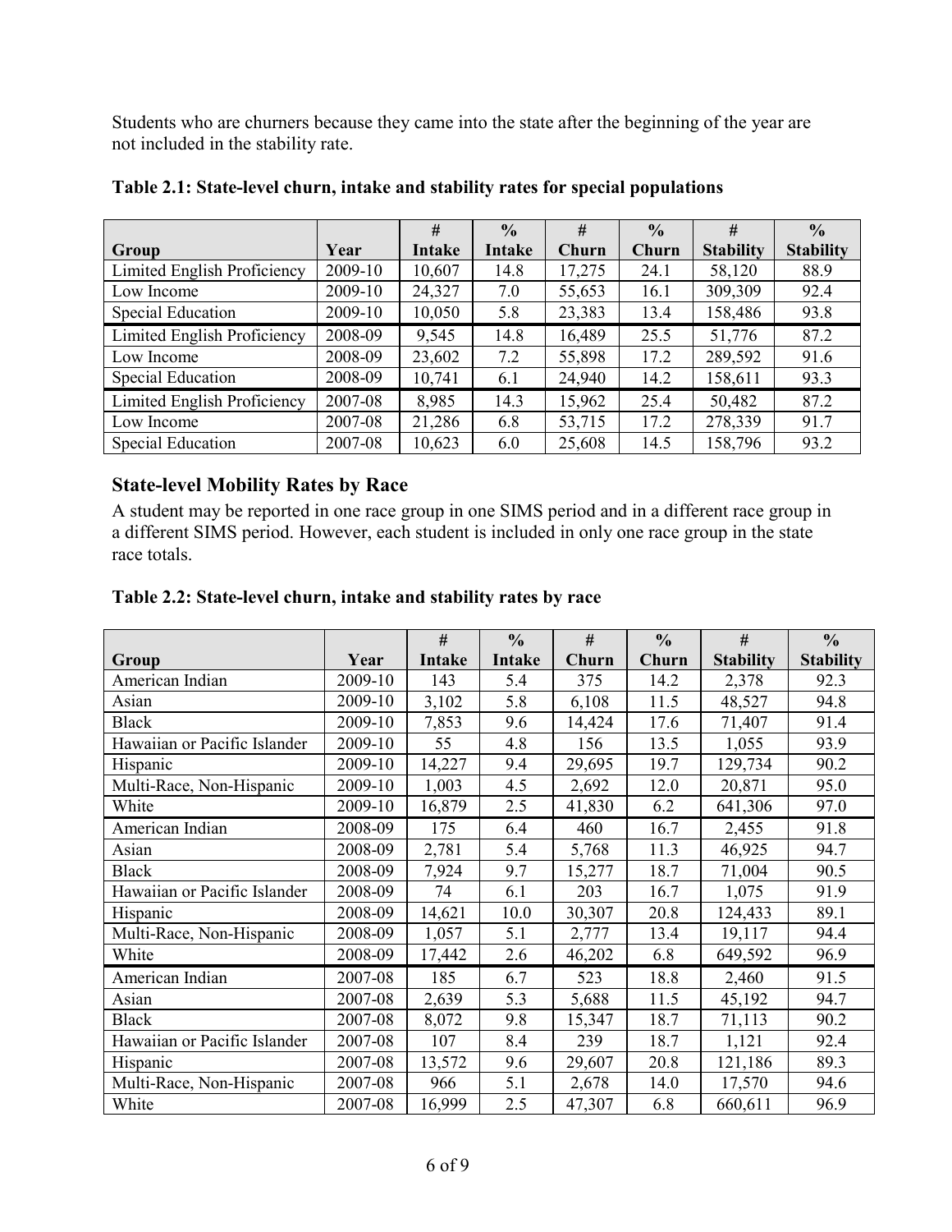Students who are churners because they came into the state after the beginning of the year are not included in the stability rate.

**Table 2.1: State-level churn, intake and stability rates for special populations**

| Group | Year | # Intake | % Intake | # Churn | % Churn | # Stability | % Stability |
|---|---|---|---|---|---|---|---|
| Limited English Proficiency | 2009-10 | 10,607 | 14.8 | 17,275 | 24.1 | 58,120 | 88.9 |
| Low Income | 2009-10 | 24,327 | 7.0 | 55,653 | 16.1 | 309,309 | 92.4 |
| Special Education | 2009-10 | 10,050 | 5.8 | 23,383 | 13.4 | 158,486 | 93.8 |
| Limited English Proficiency | 2008-09 | 9,545 | 14.8 | 16,489 | 25.5 | 51,776 | 87.2 |
| Low Income | 2008-09 | 23,602 | 7.2 | 55,898 | 17.2 | 289,592 | 91.6 |
| Special Education | 2008-09 | 10,741 | 6.1 | 24,940 | 14.2 | 158,611 | 93.3 |
| Limited English Proficiency | 2007-08 | 8,985 | 14.3 | 15,962 | 25.4 | 50,482 | 87.2 |
| Low Income | 2007-08 | 21,286 | 6.8 | 53,715 | 17.2 | 278,339 | 91.7 |
| Special Education | 2007-08 | 10,623 | 6.0 | 25,608 | 14.5 | 158,796 | 93.2 |

## State-level Mobility Rates by Race

A student may be reported in one race group in one SIMS period and in a different race group in a different SIMS period. However, each student is included in only one race group in the state race totals.

**Table 2.2: State-level churn, intake and stability rates by race**

| Group | Year | # Intake | % Intake | # Churn | % Churn | # Stability | % Stability |
|---|---|---|---|---|---|---|---|
| American Indian | 2009-10 | 143 | 5.4 | 375 | 14.2 | 2,378 | 92.3 |
| Asian | 2009-10 | 3,102 | 5.8 | 6,108 | 11.5 | 48,527 | 94.8 |
| Black | 2009-10 | 7,853 | 9.6 | 14,424 | 17.6 | 71,407 | 91.4 |
| Hawaiian or Pacific Islander | 2009-10 | 55 | 4.8 | 156 | 13.5 | 1,055 | 93.9 |
| Hispanic | 2009-10 | 14,227 | 9.4 | 29,695 | 19.7 | 129,734 | 90.2 |
| Multi-Race, Non-Hispanic | 2009-10 | 1,003 | 4.5 | 2,692 | 12.0 | 20,871 | 95.0 |
| White | 2009-10 | 16,879 | 2.5 | 41,830 | 6.2 | 641,306 | 97.0 |
| American Indian | 2008-09 | 175 | 6.4 | 460 | 16.7 | 2,455 | 91.8 |
| Asian | 2008-09 | 2,781 | 5.4 | 5,768 | 11.3 | 46,925 | 94.7 |
| Black | 2008-09 | 7,924 | 9.7 | 15,277 | 18.7 | 71,004 | 90.5 |
| Hawaiian or Pacific Islander | 2008-09 | 74 | 6.1 | 203 | 16.7 | 1,075 | 91.9 |
| Hispanic | 2008-09 | 14,621 | 10.0 | 30,307 | 20.8 | 124,433 | 89.1 |
| Multi-Race, Non-Hispanic | 2008-09 | 1,057 | 5.1 | 2,777 | 13.4 | 19,117 | 94.4 |
| White | 2008-09 | 17,442 | 2.6 | 46,202 | 6.8 | 649,592 | 96.9 |
| American Indian | 2007-08 | 185 | 6.7 | 523 | 18.8 | 2,460 | 91.5 |
| Asian | 2007-08 | 2,639 | 5.3 | 5,688 | 11.5 | 45,192 | 94.7 |
| Black | 2007-08 | 8,072 | 9.8 | 15,347 | 18.7 | 71,113 | 90.2 |
| Hawaiian or Pacific Islander | 2007-08 | 107 | 8.4 | 239 | 18.7 | 1,121 | 92.4 |
| Hispanic | 2007-08 | 13,572 | 9.6 | 29,607 | 20.8 | 121,186 | 89.3 |
| Multi-Race, Non-Hispanic | 2007-08 | 966 | 5.1 | 2,678 | 14.0 | 17,570 | 94.6 |
| White | 2007-08 | 16,999 | 2.5 | 47,307 | 6.8 | 660,611 | 96.9 |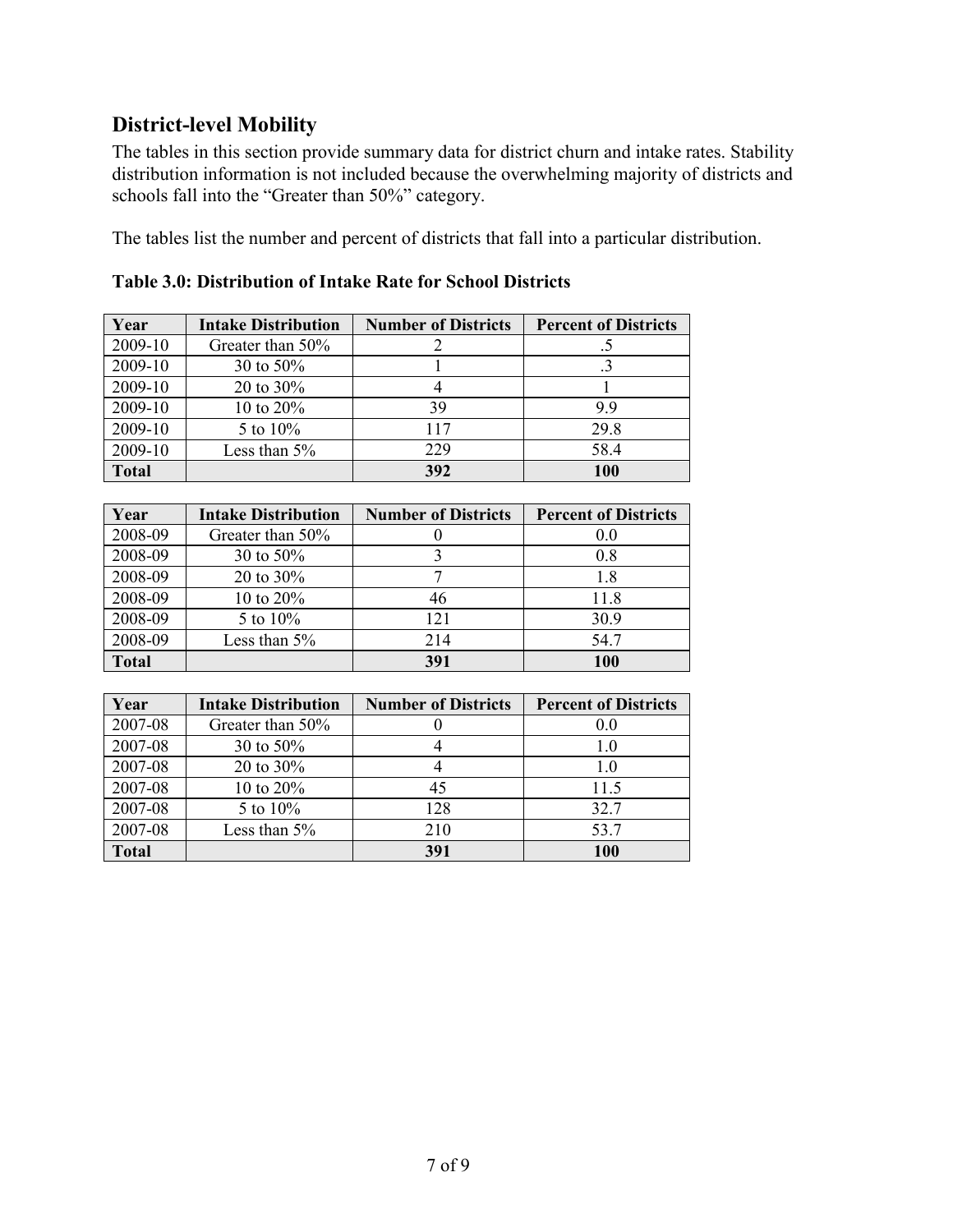## District-level Mobility

The tables in this section provide summary data for district churn and intake rates. Stability distribution information is not included because the overwhelming majority of districts and schools fall into the "Greater than 50%" category.

The tables list the number and percent of districts that fall into a particular distribution.

**Table 3.0: Distribution of Intake Rate for School Districts**

| Year | Intake Distribution | Number of Districts | Percent of Districts |
|---|---|---|---|
| 2009-10 | Greater than 50% | 2 | .5 |
| 2009-10 | 30 to 50% | 1 | .3 |
| 2009-10 | 20 to 30% | 4 | 1 |
| 2009-10 | 10 to 20% | 39 | 9.9 |
| 2009-10 | 5 to 10% | 117 | 29.8 |
| 2009-10 | Less than 5% | 229 | 58.4 |
| **Total** | | **392** | **100** |

| Year | Intake Distribution | Number of Districts | Percent of Districts |
|---|---|---|---|
| 2008-09 | Greater than 50% | 0 | 0.0 |
| 2008-09 | 30 to 50% | 3 | 0.8 |
| 2008-09 | 20 to 30% | 7 | 1.8 |
| 2008-09 | 10 to 20% | 46 | 11.8 |
| 2008-09 | 5 to 10% | 121 | 30.9 |
| 2008-09 | Less than 5% | 214 | 54.7 |
| **Total** | | **391** | **100** |

| Year | Intake Distribution | Number of Districts | Percent of Districts |
|---|---|---|---|
| 2007-08 | Greater than 50% | 0 | 0.0 |
| 2007-08 | 30 to 50% | 4 | 1.0 |
| 2007-08 | 20 to 30% | 4 | 1.0 |
| 2007-08 | 10 to 20% | 45 | 11.5 |
| 2007-08 | 5 to 10% | 128 | 32.7 |
| 2007-08 | Less than 5% | 210 | 53.7 |
| **Total** | | **391** | **100** |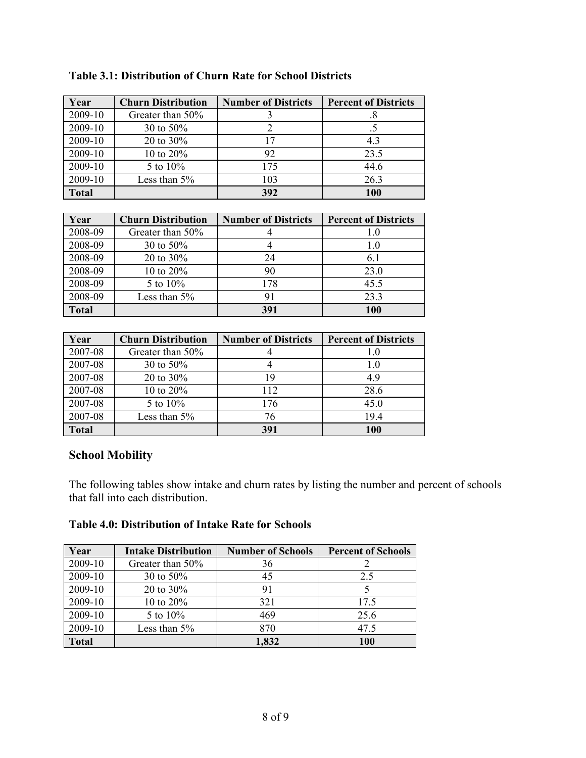**Table 3.1: Distribution of Churn Rate for School Districts**

| Year | Churn Distribution | Number of Districts | Percent of Districts |
|---|---|---|---|
| 2009-10 | Greater than 50% | 3 | .8 |
| 2009-10 | 30 to 50% | 2 | .5 |
| 2009-10 | 20 to 30% | 17 | 4.3 |
| 2009-10 | 10 to 20% | 92 | 23.5 |
| 2009-10 | 5 to 10% | 175 | 44.6 |
| 2009-10 | Less than 5% | 103 | 26.3 |
| **Total** | | **392** | **100** |

| Year | Churn Distribution | Number of Districts | Percent of Districts |
|---|---|---|---|
| 2008-09 | Greater than 50% | 4 | 1.0 |
| 2008-09 | 30 to 50% | 4 | 1.0 |
| 2008-09 | 20 to 30% | 24 | 6.1 |
| 2008-09 | 10 to 20% | 90 | 23.0 |
| 2008-09 | 5 to 10% | 178 | 45.5 |
| 2008-09 | Less than 5% | 91 | 23.3 |
| **Total** | | **391** | **100** |

| Year | Churn Distribution | Number of Districts | Percent of Districts |
|---|---|---|---|
| 2007-08 | Greater than 50% | 4 | 1.0 |
| 2007-08 | 30 to 50% | 4 | 1.0 |
| 2007-08 | 20 to 30% | 19 | 4.9 |
| 2007-08 | 10 to 20% | 112 | 28.6 |
| 2007-08 | 5 to 10% | 176 | 45.0 |
| 2007-08 | Less than 5% | 76 | 19.4 |
| **Total** | | **391** | **100** |

## School Mobility

The following tables show intake and churn rates by listing the number and percent of schools that fall into each distribution.

**Table 4.0: Distribution of Intake Rate for Schools**

| Year | Intake Distribution | Number of Schools | Percent of Schools |
|---|---|---|---|
| 2009-10 | Greater than 50% | 36 | 2 |
| 2009-10 | 30 to 50% | 45 | 2.5 |
| 2009-10 | 20 to 30% | 91 | 5 |
| 2009-10 | 10 to 20% | 321 | 17.5 |
| 2009-10 | 5 to 10% | 469 | 25.6 |
| 2009-10 | Less than 5% | 870 | 47.5 |
| **Total** | | **1,832** | **100** |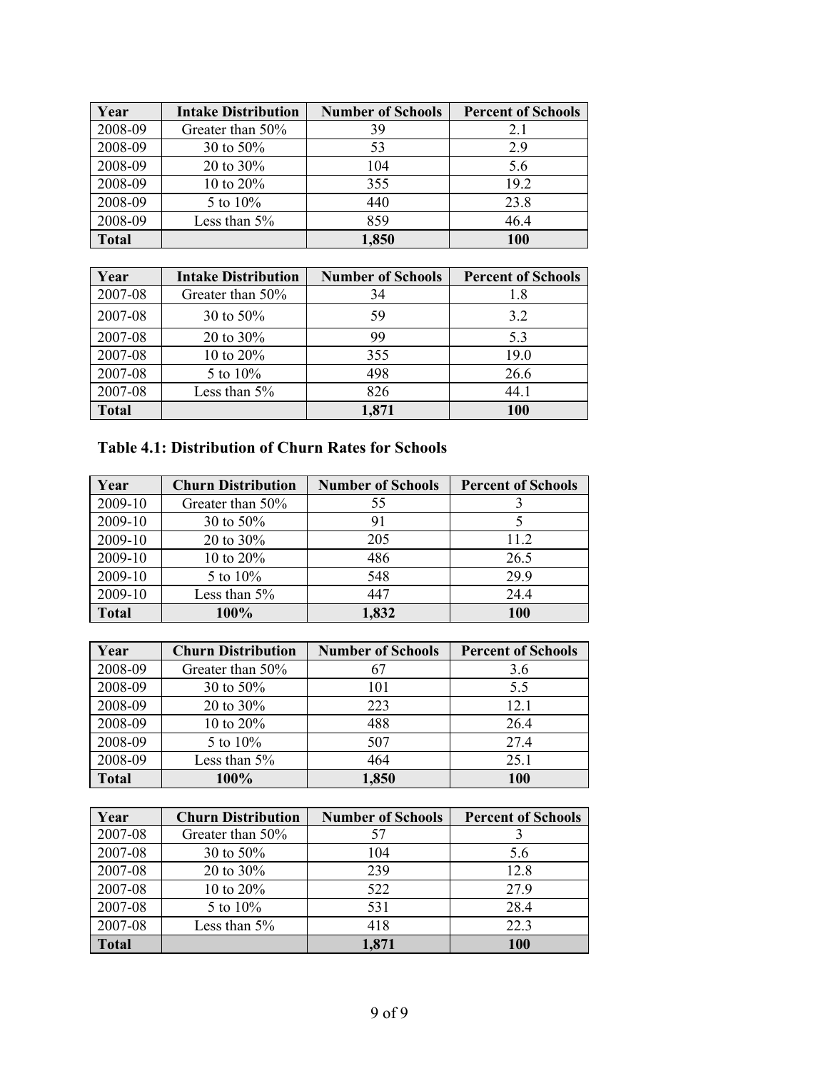| Year | Intake Distribution | Number of Schools | Percent of Schools |
|---|---|---|---|
| 2008-09 | Greater than 50% | 39 | 2.1 |
| 2008-09 | 30 to 50% | 53 | 2.9 |
| 2008-09 | 20 to 30% | 104 | 5.6 |
| 2008-09 | 10 to 20% | 355 | 19.2 |
| 2008-09 | 5 to 10% | 440 | 23.8 |
| 2008-09 | Less than 5% | 859 | 46.4 |
| **Total** | | **1,850** | **100** |

| Year | Intake Distribution | Number of Schools | Percent of Schools |
|---|---|---|---|
| 2007-08 | Greater than 50% | 34 | 1.8 |
| 2007-08 | 30 to 50% | 59 | 3.2 |
| 2007-08 | 20 to 30% | 99 | 5.3 |
| 2007-08 | 10 to 20% | 355 | 19.0 |
| 2007-08 | 5 to 10% | 498 | 26.6 |
| 2007-08 | Less than 5% | 826 | 44.1 |
| **Total** | | **1,871** | **100** |

### Table 4.1: Distribution of Churn Rates for Schools

| Year | Churn Distribution | Number of Schools | Percent of Schools |
|---|---|---|---|
| 2009-10 | Greater than 50% | 55 | 3 |
| 2009-10 | 30 to 50% | 91 | 5 |
| 2009-10 | 20 to 30% | 205 | 11.2 |
| 2009-10 | 10 to 20% | 486 | 26.5 |
| 2009-10 | 5 to 10% | 548 | 29.9 |
| 2009-10 | Less than 5% | 447 | 24.4 |
| **Total** | **100%** | **1,832** | **100** |

| Year | Churn Distribution | Number of Schools | Percent of Schools |
|---|---|---|---|
| 2008-09 | Greater than 50% | 67 | 3.6 |
| 2008-09 | 30 to 50% | 101 | 5.5 |
| 2008-09 | 20 to 30% | 223 | 12.1 |
| 2008-09 | 10 to 20% | 488 | 26.4 |
| 2008-09 | 5 to 10% | 507 | 27.4 |
| 2008-09 | Less than 5% | 464 | 25.1 |
| **Total** | **100%** | **1,850** | **100** |

| Year | Churn Distribution | Number of Schools | Percent of Schools |
|---|---|---|---|
| 2007-08 | Greater than 50% | 57 | 3 |
| 2007-08 | 30 to 50% | 104 | 5.6 |
| 2007-08 | 20 to 30% | 239 | 12.8 |
| 2007-08 | 10 to 20% | 522 | 27.9 |
| 2007-08 | 5 to 10% | 531 | 28.4 |
| 2007-08 | Less than 5% | 418 | 22.3 |
| **Total** | | **1,871** | **100** |